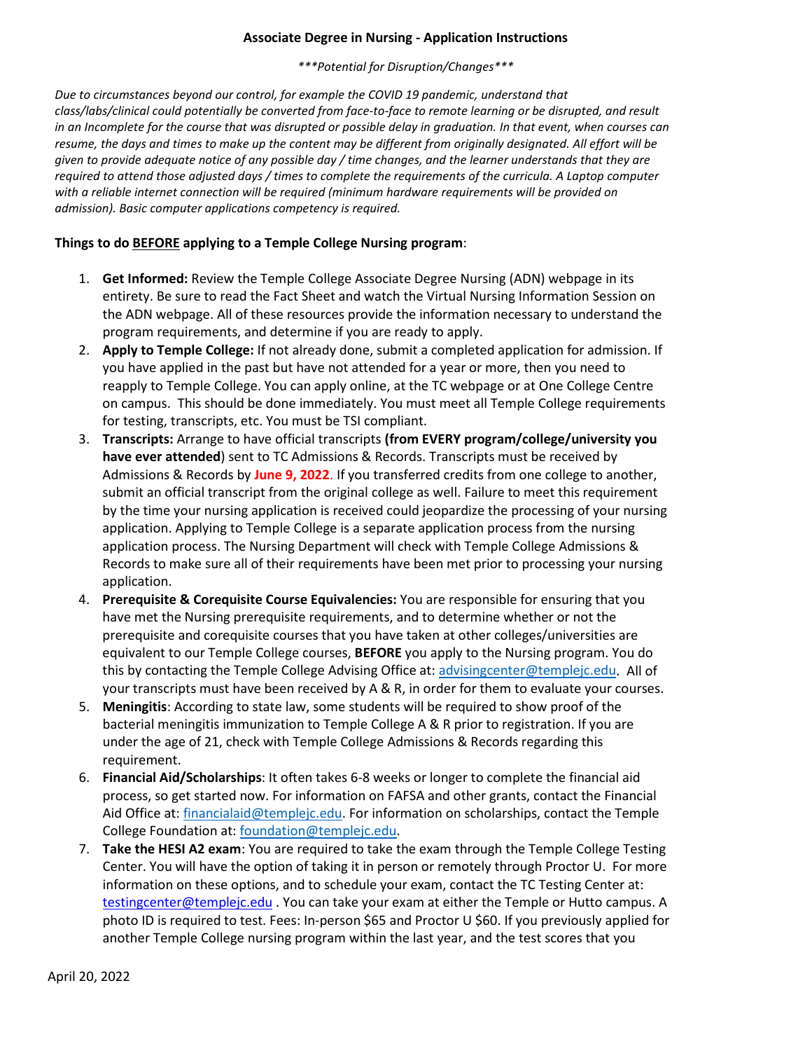## Associate Degree in Nursing - Application Instructions

***Potential for Disruption/Changes***

*Due to circumstances beyond our control, for example the COVID 19 pandemic, understand that class/labs/clinical could potentially be converted from face-to-face to remote learning or be disrupted, and result in an Incomplete for the course that was disrupted or possible delay in graduation. In that event, when courses can resume, the days and times to make up the content may be different from originally designated. All effort will be given to provide adequate notice of any possible day / time changes, and the learner understands that they are required to attend those adjusted days / times to complete the requirements of the curricula. A Laptop computer with a reliable internet connection will be required (minimum hardware requirements will be provided on admission). Basic computer applications competency is required.*

**Things to do BEFORE applying to a Temple College Nursing program**:

1. **Get Informed:** Review the Temple College Associate Degree Nursing (ADN) webpage in its entirety. Be sure to read the Fact Sheet and watch the Virtual Nursing Information Session on the ADN webpage. All of these resources provide the information necessary to understand the program requirements, and determine if you are ready to apply.
2. **Apply to Temple College:** If not already done, submit a completed application for admission. If you have applied in the past but have not attended for a year or more, then you need to reapply to Temple College. You can apply online, at the TC webpage or at One College Centre on campus. This should be done immediately. You must meet all Temple College requirements for testing, transcripts, etc. You must be TSI compliant.
3. **Transcripts:** Arrange to have official transcripts **(from EVERY program/college/university you have ever attended**) sent to TC Admissions & Records. Transcripts must be received by Admissions & Records by **June 9, 2022**. If you transferred credits from one college to another, submit an official transcript from the original college as well. Failure to meet this requirement by the time your nursing application is received could jeopardize the processing of your nursing application. Applying to Temple College is a separate application process from the nursing application process. The Nursing Department will check with Temple College Admissions & Records to make sure all of their requirements have been met prior to processing your nursing application.
4. **Prerequisite & Corequisite Course Equivalencies:** You are responsible for ensuring that you have met the Nursing prerequisite requirements, and to determine whether or not the prerequisite and corequisite courses that you have taken at other colleges/universities are equivalent to our Temple College courses, **BEFORE** you apply to the Nursing program. You do this by contacting the Temple College Advising Office at: advisingcenter@templejc.edu. All of your transcripts must have been received by A & R, in order for them to evaluate your courses.
5. **Meningitis**: According to state law, some students will be required to show proof of the bacterial meningitis immunization to Temple College A & R prior to registration. If you are under the age of 21, check with Temple College Admissions & Records regarding this requirement.
6. **Financial Aid/Scholarships**: It often takes 6-8 weeks or longer to complete the financial aid process, so get started now. For information on FAFSA and other grants, contact the Financial Aid Office at: financialaid@templejc.edu. For information on scholarships, contact the Temple College Foundation at: foundation@templejc.edu.
7. **Take the HESI A2 exam**: You are required to take the exam through the Temple College Testing Center. You will have the option of taking it in person or remotely through Proctor U. For more information on these options, and to schedule your exam, contact the TC Testing Center at: testingcenter@templejc.edu . You can take your exam at either the Temple or Hutto campus. A photo ID is required to test. Fees: In-person $65 and Proctor U $60. If you previously applied for another Temple College nursing program within the last year, and the test scores that you

April 20, 2022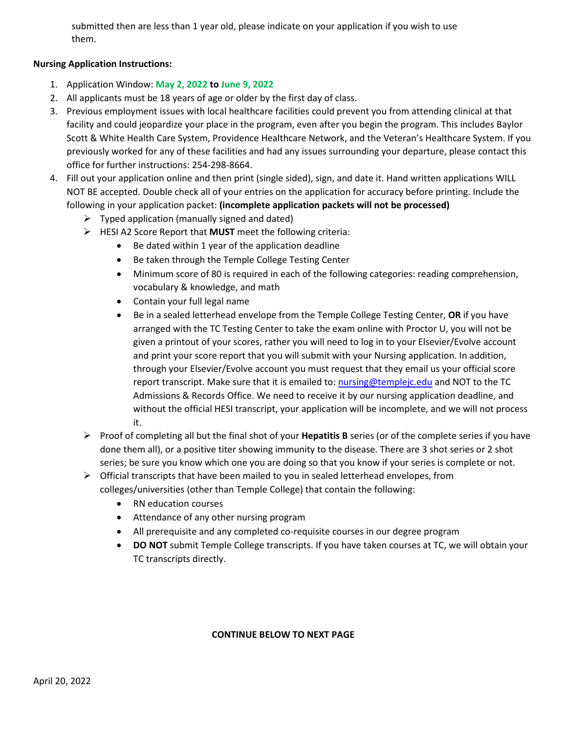submitted then are less than 1 year old, please indicate on your application if you wish to use them.

**Nursing Application Instructions:**

1. Application Window: **May 2, 2022** **to** **June 9, 2022**
2. All applicants must be 18 years of age or older by the first day of class.
3. Previous employment issues with local healthcare facilities could prevent you from attending clinical at that facility and could jeopardize your place in the program, even after you begin the program. This includes Baylor Scott & White Health Care System, Providence Healthcare Network, and the Veteran's Healthcare System. If you previously worked for any of these facilities and had any issues surrounding your departure, please contact this office for further instructions: 254-298-8664.
4. Fill out your application online and then print (single sided), sign, and date it. Hand written applications WILL NOT BE accepted. Double check all of your entries on the application for accuracy before printing. Include the following in your application packet: **(incomplete application packets will not be processed)**
   - Typed application (manually signed and dated)
   - HESI A2 Score Report that **MUST** meet the following criteria:
     - Be dated within 1 year of the application deadline
     - Be taken through the Temple College Testing Center
     - Minimum score of 80 is required in each of the following categories: reading comprehension, vocabulary & knowledge, and math
     - Contain your full legal name
     - Be in a sealed letterhead envelope from the Temple College Testing Center, **OR** if you have arranged with the TC Testing Center to take the exam online with Proctor U, you will not be given a printout of your scores, rather you will need to log in to your Elsevier/Evolve account and print your score report that you will submit with your Nursing application. In addition, through your Elsevier/Evolve account you must request that they email us your official score report transcript. Make sure that it is emailed to: nursing@templejc.edu and NOT to the TC Admissions & Records Office. We need to receive it by our nursing application deadline, and without the official HESI transcript, your application will be incomplete, and we will not process it.
   - Proof of completing all but the final shot of your **Hepatitis B** series (or of the complete series if you have done them all), or a positive titer showing immunity to the disease. There are 3 shot series or 2 shot series; be sure you know which one you are doing so that you know if your series is complete or not.
   - Official transcripts that have been mailed to you in sealed letterhead envelopes, from colleges/universities (other than Temple College) that contain the following:
     - RN education courses
     - Attendance of any other nursing program
     - All prerequisite and any completed co-requisite courses in our degree program
     - **DO NOT** submit Temple College transcripts. If you have taken courses at TC, we will obtain your TC transcripts directly.

**CONTINUE BELOW TO NEXT PAGE**

April 20, 2022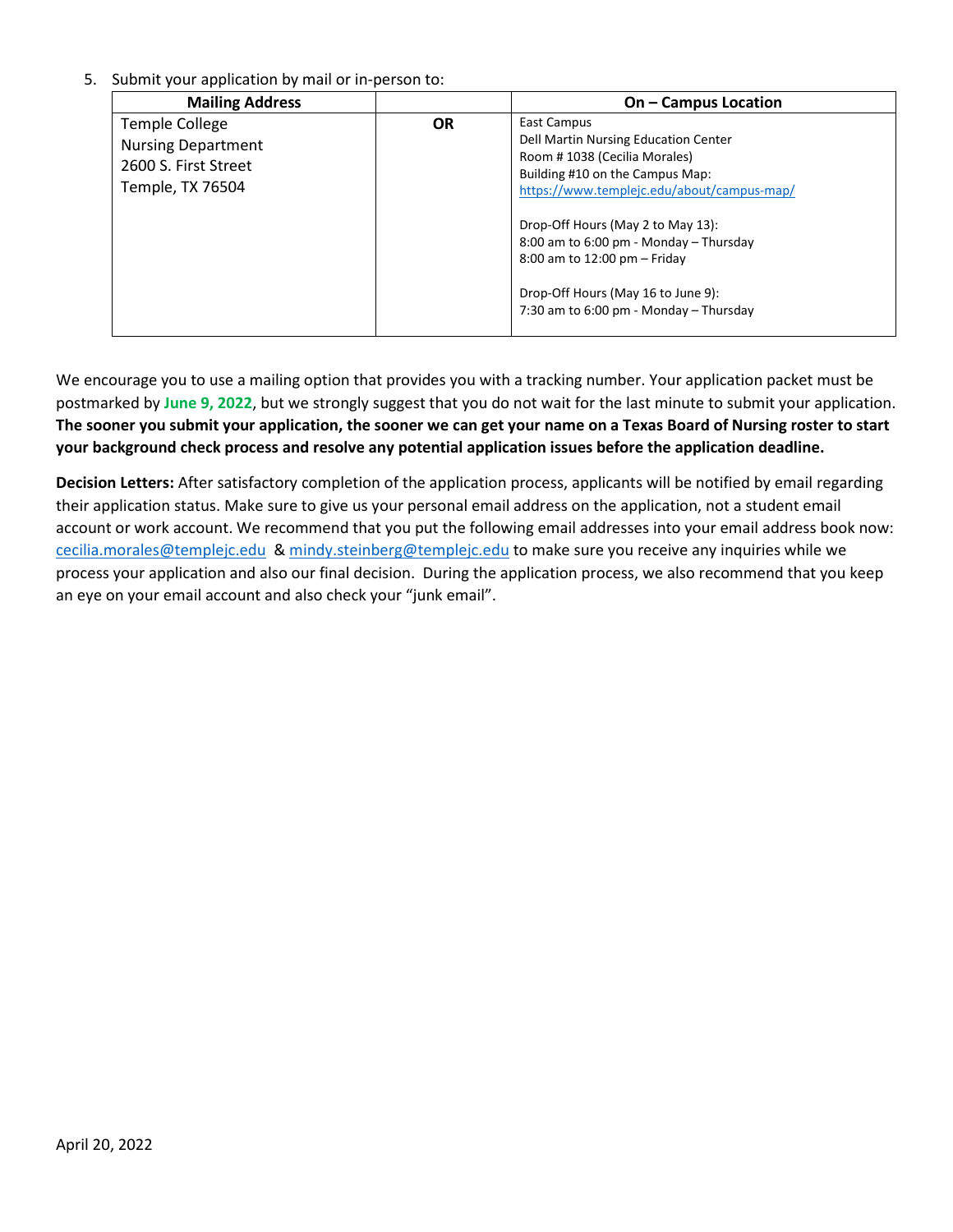5. Submit your application by mail or in-person to:

| Mailing Address | | On – Campus Location |
|---|---|---|
| Temple College<br>Nursing Department<br>2600 S. First Street<br>Temple, TX 76504 | **OR** | East Campus<br>Dell Martin Nursing Education Center<br>Room # 1038 (Cecilia Morales)<br>Building #10 on the Campus Map:<br>https://www.templejc.edu/about/campus-map/<br><br>Drop-Off Hours (May 2 to May 13):<br>8:00 am to 6:00 pm - Monday – Thursday<br>8:00 am to 12:00 pm – Friday<br><br>Drop-Off Hours (May 16 to June 9):<br>7:30 am to 6:00 pm - Monday – Thursday |

We encourage you to use a mailing option that provides you with a tracking number. Your application packet must be postmarked by **June 9, 2022**, but we strongly suggest that you do not wait for the last minute to submit your application. **The sooner you submit your application, the sooner we can get your name on a Texas Board of Nursing roster to start your background check process and resolve any potential application issues before the application deadline.**

**Decision Letters:** After satisfactory completion of the application process, applicants will be notified by email regarding their application status. Make sure to give us your personal email address on the application, not a student email account or work account. We recommend that you put the following email addresses into your email address book now: cecilia.morales@templejc.edu & mindy.steinberg@templejc.edu to make sure you receive any inquiries while we process your application and also our final decision. During the application process, we also recommend that you keep an eye on your email account and also check your "junk email".

April 20, 2022